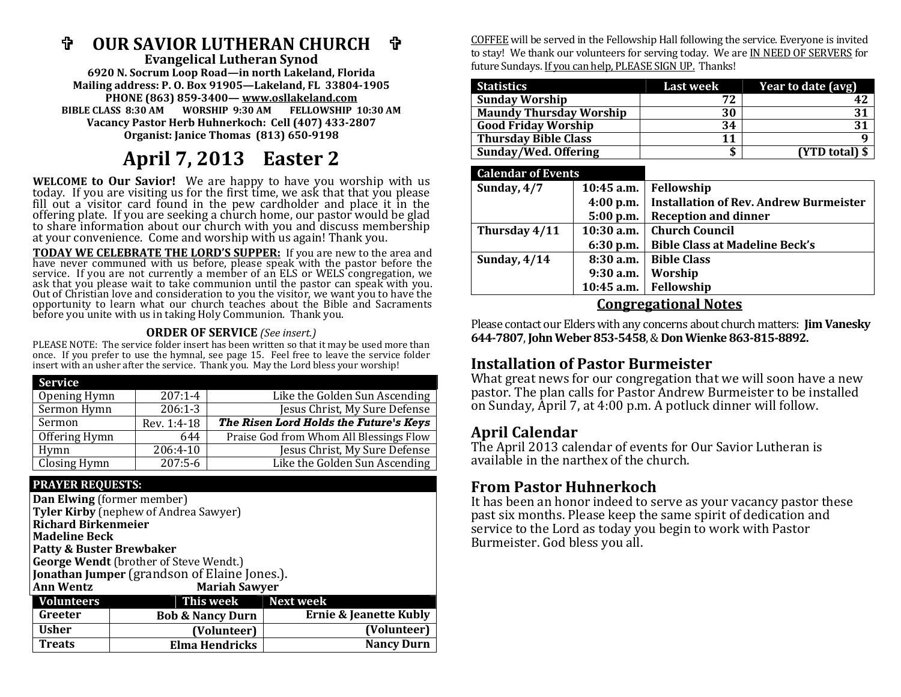# ✞ OUR SAVIOR LUTHERAN CHURCH ✞

**Evangelical Lutheran Synod**

**6920 N. Socrum Loop Road—in north Lakeland, Florida**

**Mailing address: P. O. Box 91905—Lakeland, FL 33804-1905**

**PHONE (863) 859-3400— www.osllakeland.com**

**BIBLE CLASS 8:30 AM WORSHIP 9:30 AM FELLOWSHIP 10:30 AM**

**Vacancy Pastor Herb Huhnerkoch: Cell (407) 433-2807**

**Organist: Janice Thomas (813) 650-9198**

## April 7, 2013 Easter 2

**WELCOME to Our Savior!** We are happy to have you worship with us today. If you are visiting us for the first time, we ask that that you please fill out a visitor card found in the pew cardholder and place it in the offering plate. If you are seeking a church home, our pastor would be glad to share information about our church with you and discuss membership at your convenience. Come and worship with us again! Thank you.

**TODAY WE CELEBRATE THE LORD'S SUPPER:** If you are new to the area and have never communed with us before, please speak with the pastor before the service. If you are not currently a member of an ELS or WELS congregation, we ask that you please wait to take communion until the pastor can speak with you. Out of Christian love and consideration to you the visitor, we want you to have the opportunity to learn what our church teaches about the Bible and Sacraments before you unite with us in taking Holy Communion. Thank you.

**ORDER OF SERVICE** *(See insert.)*

PLEASE NOTE: The service folder insert has been written so that it may be used more than once. If you prefer to use the hymnal, see page 15. Feel free to leave the service folder insert with an usher after the service. Thank you. May the Lord bless your worship!

| Service | | |
|---|---|---|
| Opening Hymn | 207:1-4 | Like the Golden Sun Ascending |
| Sermon Hymn | 206:1-3 | Jesus Christ, My Sure Defense |
| Sermon | Rev. 1:4-18 | ***The Risen Lord Holds the Future's Keys*** |
| Offering Hymn | 644 | Praise God from Whom All Blessings Flow |
| Hymn | 206:4-10 | Jesus Christ, My Sure Defense |
| Closing Hymn | 207:5-6 | Like the Golden Sun Ascending |

**PRAYER REQUESTS:**

**Dan Elwing** (former member)
**Tyler Kirby** (nephew of Andrea Sawyer)
**Richard Birkenmeier**
**Madeline Beck**
**Patty & Buster Brewbaker**
**George Wendt** (brother of Steve Wendt.)
**Jonathan Jumper** (grandson of Elaine Jones.).
**Ann Wentz** **Mariah Sawyer**

| Volunteers | This week | Next week |
|---|---|---|
| Greeter | Bob & Nancy Durn | Ernie & Jeanette Kubly |
| Usher | (Volunteer) | (Volunteer) |
| Treats | Elma Hendricks | Nancy Durn |

COFFEE will be served in the Fellowship Hall following the service. Everyone is invited to stay! We thank our volunteers for serving today. We are IN NEED OF SERVERS for future Sundays. If you can help, PLEASE SIGN UP. Thanks!

| Statistics | Last week | Year to date (avg) |
|---|---|---|
| Sunday Worship | 72 | 42 |
| Maundy Thursday Worship | 30 | 31 |
| Good Friday Worship | 34 | 31 |
| Thursday Bible Class | 11 | 9 |
| Sunday/Wed. Offering | $ | (YTD total) $ |

| Calendar of Events | | |
|---|---|---|
| Sunday, 4/7 | 10:45 a.m. | Fellowship |
| | 4:00 p.m. | Installation of Rev. Andrew Burmeister |
| | 5:00 p.m. | Reception and dinner |
| Thursday 4/11 | 10:30 a.m. | Church Council |
| | 6:30 p.m. | Bible Class at Madeline Beck's |
| Sunday, 4/14 | 8:30 a.m. | Bible Class |
| | 9:30 a.m. | Worship |
| | 10:45 a.m. | Fellowship |

## Congregational Notes

Please contact our Elders with any concerns about church matters: **Jim Vanesky 644-7807**, **John Weber 853-5458**, & **Don Wienke 863-815-8892.**

### Installation of Pastor Burmeister

What great news for our congregation that we will soon have a new pastor. The plan calls for Pastor Andrew Burmeister to be installed on Sunday, April 7, at 4:00 p.m. A potluck dinner will follow.

### April Calendar

The April 2013 calendar of events for Our Savior Lutheran is available in the narthex of the church.

### From Pastor Huhnerkoch

It has been an honor indeed to serve as your vacancy pastor these past six months. Please keep the same spirit of dedication and service to the Lord as today you begin to work with Pastor Burmeister. God bless you all.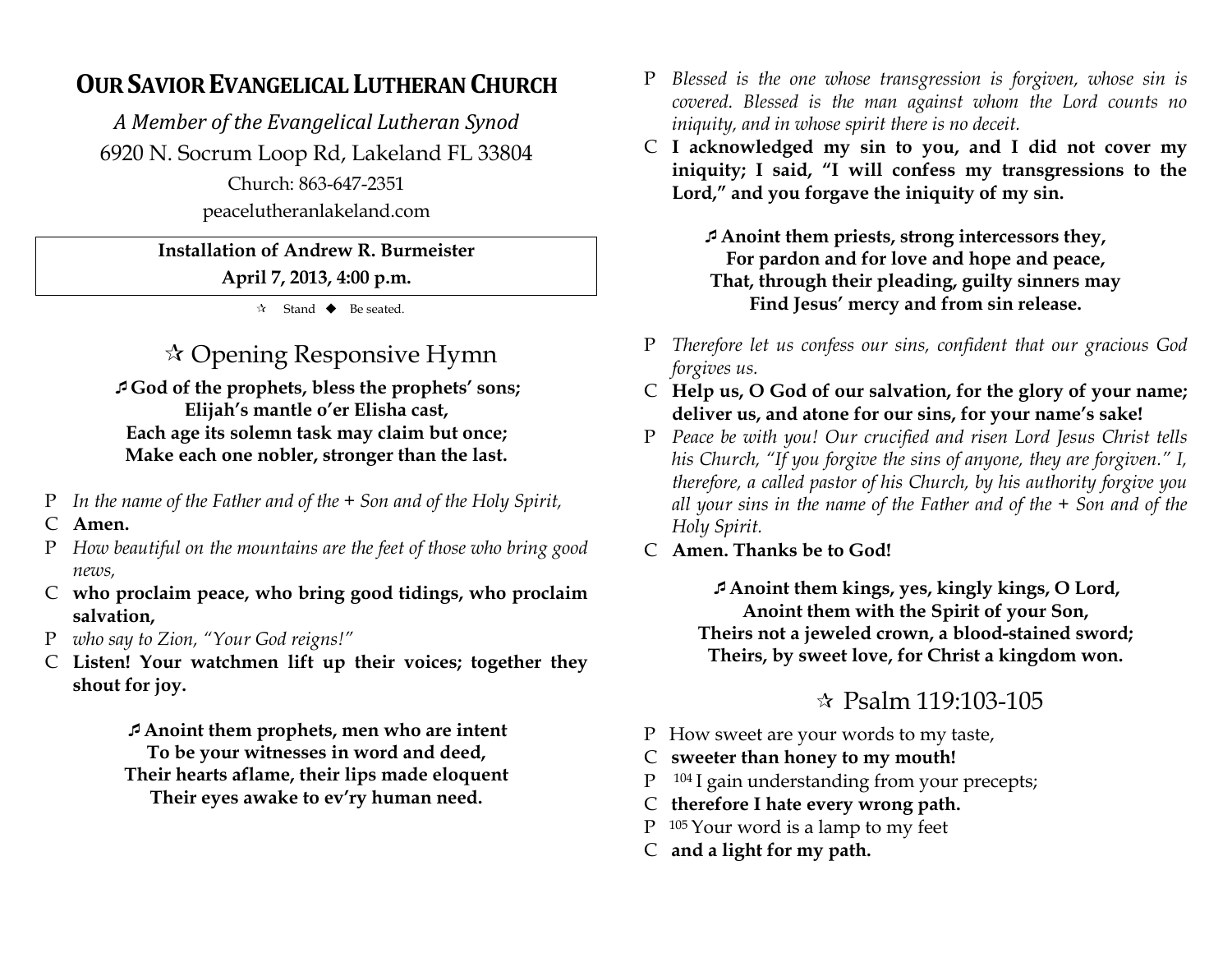# OUR SAVIOR EVANGELICAL LUTHERAN CHURCH

*A Member of the Evangelical Lutheran Synod*

6920 N. Socrum Loop Rd, Lakeland FL 33804

Church: 863-647-2351

peacelutheranlakeland.com

**Installation of Andrew R. Burmeister**
**April 7, 2013, 4:00 p.m.**

✰ Stand ◆ Be seated.

## ✰ Opening Responsive Hymn

**♬ God of the prophets, bless the prophets' sons;**
**Elijah's mantle o'er Elisha cast,**
**Each age its solemn task may claim but once;**
**Make each one nobler, stronger than the last.**

P *In the name of the Father and of the + Son and of the Holy Spirit,*

C **Amen.**

P *How beautiful on the mountains are the feet of those who bring good news,*

C **who proclaim peace, who bring good tidings, who proclaim salvation,**

P *who say to Zion, "Your God reigns!"*

C **Listen! Your watchmen lift up their voices; together they shout for joy.**

**♬ Anoint them prophets, men who are intent**
**To be your witnesses in word and deed,**
**Their hearts aflame, their lips made eloquent**
**Their eyes awake to ev'ry human need.**

P *Blessed is the one whose transgression is forgiven, whose sin is covered. Blessed is the man against whom the Lord counts no iniquity, and in whose spirit there is no deceit.*

C **I acknowledged my sin to you, and I did not cover my iniquity; I said, "I will confess my transgressions to the Lord," and you forgave the iniquity of my sin.**

**♬ Anoint them priests, strong intercessors they,**
**For pardon and for love and hope and peace,**
**That, through their pleading, guilty sinners may**
**Find Jesus' mercy and from sin release.**

P *Therefore let us confess our sins, confident that our gracious God forgives us.*

C **Help us, O God of our salvation, for the glory of your name; deliver us, and atone for our sins, for your name's sake!**

P *Peace be with you! Our crucified and risen Lord Jesus Christ tells his Church, "If you forgive the sins of anyone, they are forgiven." I, therefore, a called pastor of his Church, by his authority forgive you all your sins in the name of the Father and of the + Son and of the Holy Spirit.*

C **Amen. Thanks be to God!**

**♬ Anoint them kings, yes, kingly kings, O Lord,**
**Anoint them with the Spirit of your Son,**
**Theirs not a jeweled crown, a blood-stained sword;**
**Theirs, by sweet love, for Christ a kingdom won.**

## ✰ Psalm 119:103-105

P How sweet are your words to my taste,

C **sweeter than honey to my mouth!**

P 104 I gain understanding from your precepts;

C **therefore I hate every wrong path.**

P 105 Your word is a lamp to my feet

C **and a light for my path.**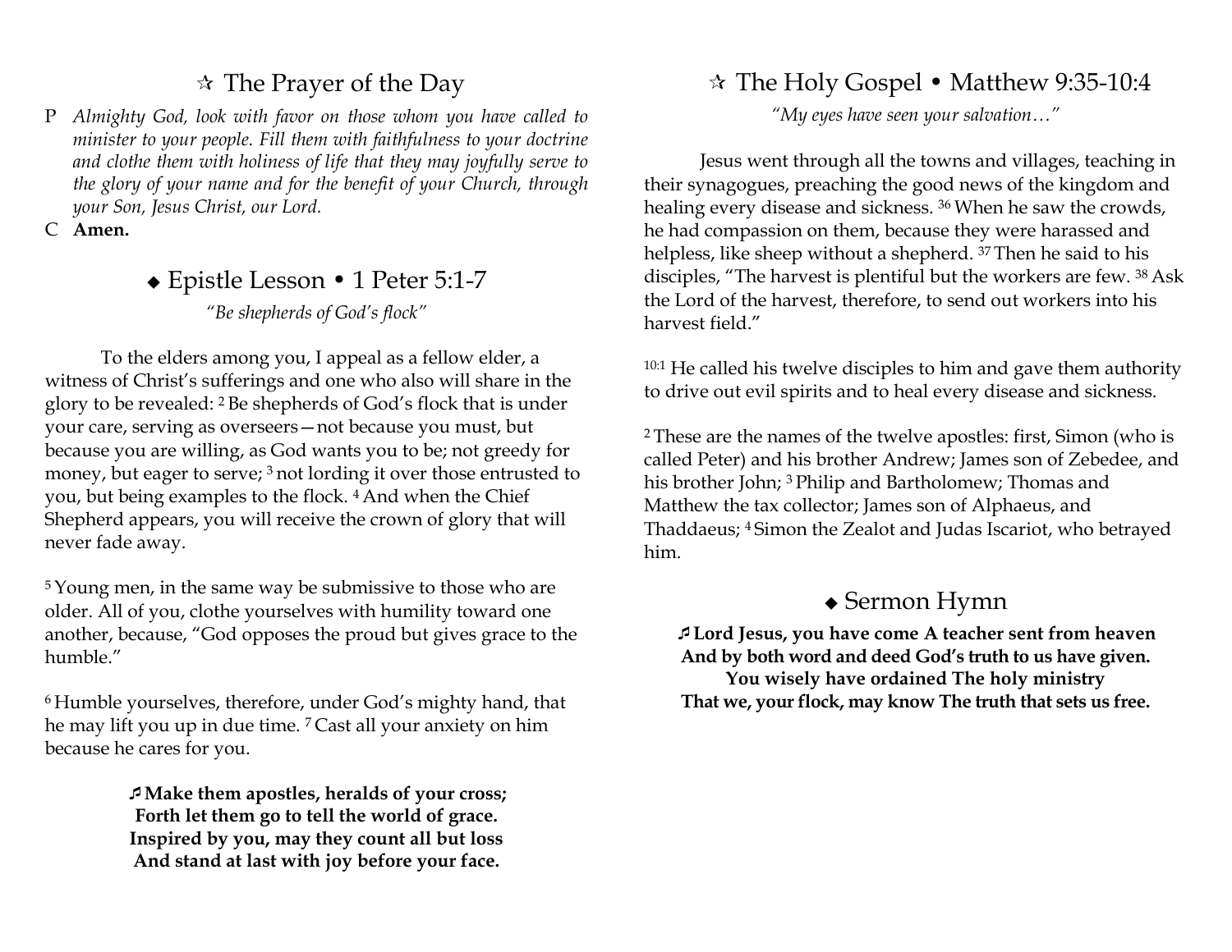## ✫ The Prayer of the Day

P *Almighty God, look with favor on those whom you have called to minister to your people. Fill them with faithfulness to your doctrine and clothe them with holiness of life that they may joyfully serve to the glory of your name and for the benefit of your Church, through your Son, Jesus Christ, our Lord.*

C **Amen.**

## ◆ Epistle Lesson • 1 Peter 5:1-7

*"Be shepherds of God's flock"*

To the elders among you, I appeal as a fellow elder, a witness of Christ's sufferings and one who also will share in the glory to be revealed: [2] Be shepherds of God's flock that is under your care, serving as overseers—not because you must, but because you are willing, as God wants you to be; not greedy for money, but eager to serve; [3] not lording it over those entrusted to you, but being examples to the flock. [4] And when the Chief Shepherd appears, you will receive the crown of glory that will never fade away.

[5] Young men, in the same way be submissive to those who are older. All of you, clothe yourselves with humility toward one another, because, "God opposes the proud but gives grace to the humble."

[6] Humble yourselves, therefore, under God's mighty hand, that he may lift you up in due time. [7] Cast all your anxiety on him because he cares for you.

♬ **Make them apostles, heralds of your cross;**
**Forth let them go to tell the world of grace.**
**Inspired by you, may they count all but loss**
**And stand at last with joy before your face.**

## ✫ The Holy Gospel • Matthew 9:35-10:4

*"My eyes have seen your salvation…"*

Jesus went through all the towns and villages, teaching in their synagogues, preaching the good news of the kingdom and healing every disease and sickness. [36] When he saw the crowds, he had compassion on them, because they were harassed and helpless, like sheep without a shepherd. [37] Then he said to his disciples, "The harvest is plentiful but the workers are few. [38] Ask the Lord of the harvest, therefore, to send out workers into his harvest field."

[10:1] He called his twelve disciples to him and gave them authority to drive out evil spirits and to heal every disease and sickness.

[2] These are the names of the twelve apostles: first, Simon (who is called Peter) and his brother Andrew; James son of Zebedee, and his brother John; [3] Philip and Bartholomew; Thomas and Matthew the tax collector; James son of Alphaeus, and Thaddaeus; [4] Simon the Zealot and Judas Iscariot, who betrayed him.

## ◆ Sermon Hymn

♬ **Lord Jesus, you have come A teacher sent from heaven**
**And by both word and deed God's truth to us have given.**
**You wisely have ordained The holy ministry**
**That we, your flock, may know The truth that sets us free.**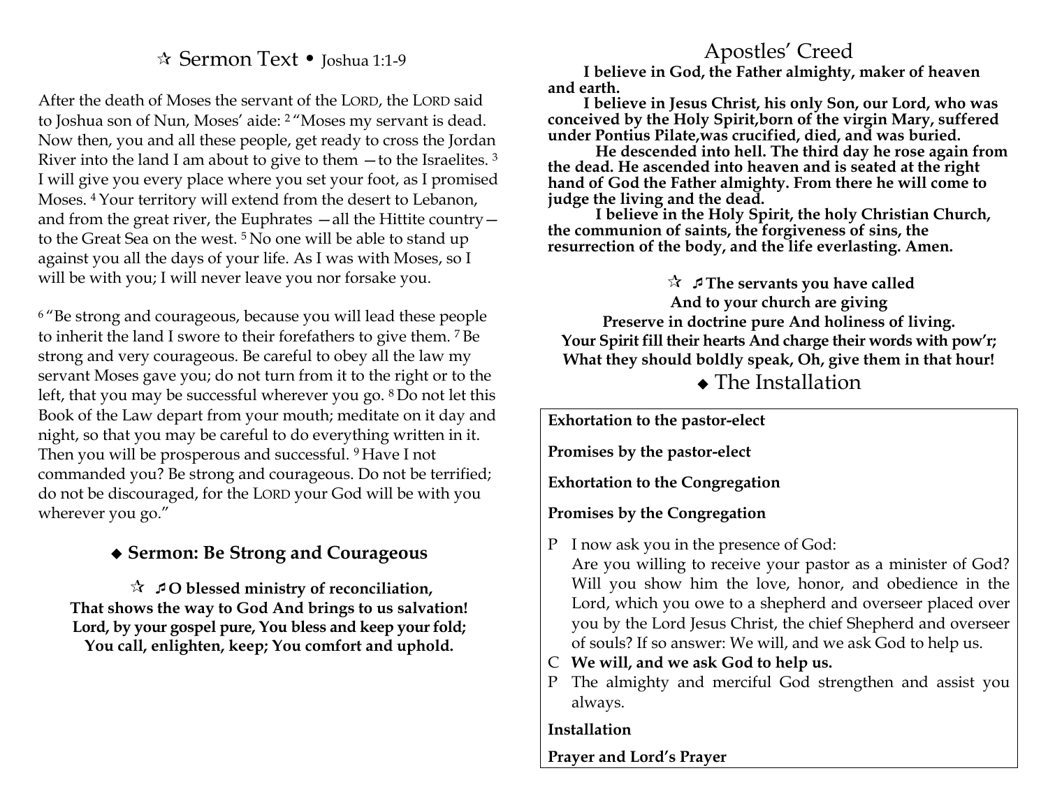## ☆ Sermon Text • Joshua 1:1-9

After the death of Moses the servant of the LORD, the LORD said to Joshua son of Nun, Moses' aide: [2] "Moses my servant is dead. Now then, you and all these people, get ready to cross the Jordan River into the land I am about to give to them —to the Israelites. [3] I will give you every place where you set your foot, as I promised Moses. [4] Your territory will extend from the desert to Lebanon, and from the great river, the Euphrates —all the Hittite country— to the Great Sea on the west. [5] No one will be able to stand up against you all the days of your life. As I was with Moses, so I will be with you; I will never leave you nor forsake you.

[6] "Be strong and courageous, because you will lead these people to inherit the land I swore to their forefathers to give them. [7] Be strong and very courageous. Be careful to obey all the law my servant Moses gave you; do not turn from it to the right or to the left, that you may be successful wherever you go. [8] Do not let this Book of the Law depart from your mouth; meditate on it day and night, so that you may be careful to do everything written in it. Then you will be prosperous and successful. [9] Have I not commanded you? Be strong and courageous. Do not be terrified; do not be discouraged, for the LORD your God will be with you wherever you go."

## ◆ Sermon: Be Strong and Courageous

☆ ♬ **O blessed ministry of reconciliation,**
**That shows the way to God And brings to us salvation!**
**Lord, by your gospel pure, You bless and keep your fold;**
**You call, enlighten, keep; You comfort and uphold.**

## Apostles' Creed

**I believe in God, the Father almighty, maker of heaven and earth.**

**I believe in Jesus Christ, his only Son, our Lord, who was conceived by the Holy Spirit,born of the virgin Mary, suffered under Pontius Pilate,was crucified, died, and was buried.**

**He descended into hell. The third day he rose again from the dead. He ascended into heaven and is seated at the right hand of God the Father almighty. From there he will come to judge the living and the dead.**

**I believe in the Holy Spirit, the holy Christian Church, the communion of saints, the forgiveness of sins, the resurrection of the body, and the life everlasting. Amen.**

☆ ♬ **The servants you have called**
**And to your church are giving**
**Preserve in doctrine pure And holiness of living.**
**Your Spirit fill their hearts And charge their words with pow'r;**
**What they should boldly speak, Oh, give them in that hour!**

## ◆ The Installation

**Exhortation to the pastor-elect**

**Promises by the pastor-elect**

**Exhortation to the Congregation**

**Promises by the Congregation**

P I now ask you in the presence of God:
Are you willing to receive your pastor as a minister of God? Will you show him the love, honor, and obedience in the Lord, which you owe to a shepherd and overseer placed over you by the Lord Jesus Christ, the chief Shepherd and overseer of souls? If so answer: We will, and we ask God to help us.

C **We will, and we ask God to help us.**

P The almighty and merciful God strengthen and assist you always.

**Installation**

**Prayer and Lord's Prayer**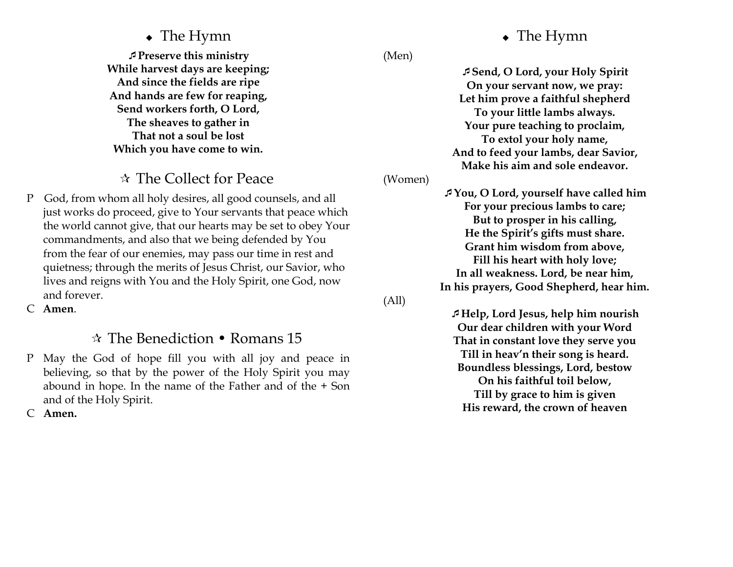## ⬥ The Hymn

♬ **Preserve this ministry**
**While harvest days are keeping;**
**And since the fields are ripe**
**And hands are few for reaping,**
**Send workers forth, O Lord,**
**The sheaves to gather in**
**That not a soul be lost**
**Which you have come to win.**

## ✫ The Collect for Peace

P God, from whom all holy desires, all good counsels, and all just works do proceed, give to Your servants that peace which the world cannot give, that our hearts may be set to obey Your commandments, and also that we being defended by You from the fear of our enemies, may pass our time in rest and quietness; through the merits of Jesus Christ, our Savior, who lives and reigns with You and the Holy Spirit, one God, now and forever.

C **Amen**.

## ✫ The Benediction • Romans 15

P May the God of hope fill you with all joy and peace in believing, so that by the power of the Holy Spirit you may abound in hope. In the name of the Father and of the + Son and of the Holy Spirit.

C **Amen.**

## ⬥ The Hymn

(Men)

♬ **Send, O Lord, your Holy Spirit**
**On your servant now, we pray:**
**Let him prove a faithful shepherd**
**To your little lambs always.**
**Your pure teaching to proclaim,**
**To extol your holy name,**
**And to feed your lambs, dear Savior,**
**Make his aim and sole endeavor.**

(Women)

♬ **You, O Lord, yourself have called him**
**For your precious lambs to care;**
**But to prosper in his calling,**
**He the Spirit's gifts must share.**
**Grant him wisdom from above,**
**Fill his heart with holy love;**
**In all weakness. Lord, be near him,**
**In his prayers, Good Shepherd, hear him.**

(All)

♬ **Help, Lord Jesus, help him nourish**
**Our dear children with your Word**
**That in constant love they serve you**
**Till in heav'n their song is heard.**
**Boundless blessings, Lord, bestow**
**On his faithful toil below,**
**Till by grace to him is given**
**His reward, the crown of heaven**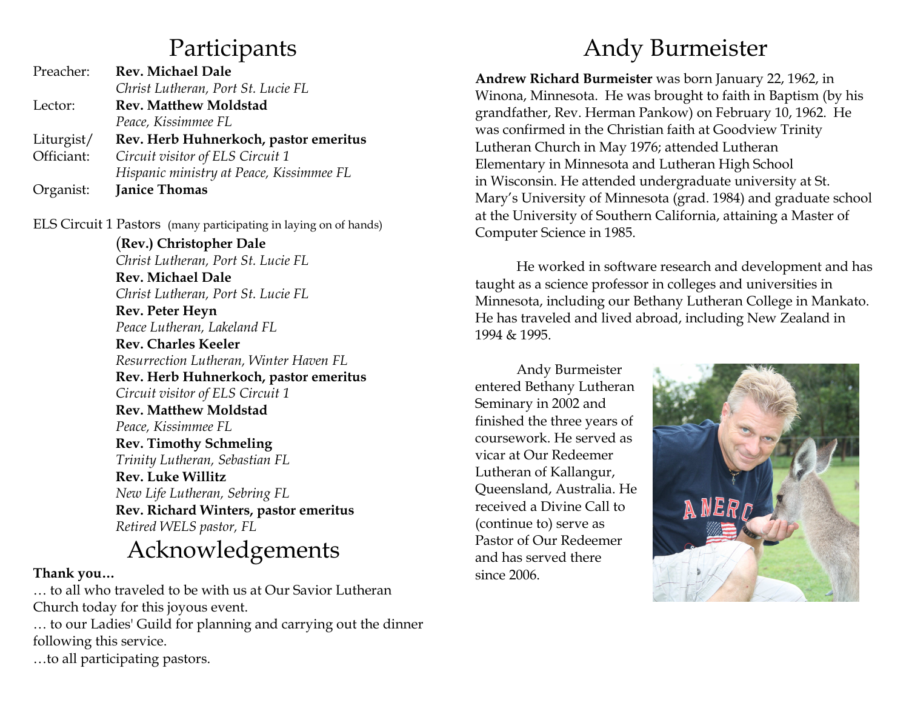# Participants

Preacher: **Rev. Michael Dale**
*Christ Lutheran, Port St. Lucie FL*

Lector: **Rev. Matthew Moldstad**
*Peace, Kissimmee FL*

Liturgist/ Officiant: **Rev. Herb Huhnerkoch, pastor emeritus**
*Circuit visitor of ELS Circuit 1*
*Hispanic ministry at Peace, Kissimmee FL*

Organist: **Janice Thomas**

ELS Circuit 1 Pastors (many participating in laying on of hands)

**(Rev.) Christopher Dale**
*Christ Lutheran, Port St. Lucie FL*

**Rev. Michael Dale**
*Christ Lutheran, Port St. Lucie FL*

**Rev. Peter Heyn**
*Peace Lutheran, Lakeland FL*

**Rev. Charles Keeler**
*Resurrection Lutheran, Winter Haven FL*

**Rev. Herb Huhnerkoch, pastor emeritus**
*Circuit visitor of ELS Circuit 1*

**Rev. Matthew Moldstad**
*Peace, Kissimmee FL*

**Rev. Timothy Schmeling**
*Trinity Lutheran, Sebastian FL*

**Rev. Luke Willitz**
*New Life Lutheran, Sebring FL*

**Rev. Richard Winters, pastor emeritus**
*Retired WELS pastor, FL*

# Acknowledgements

**Thank you…**

… to all who traveled to be with us at Our Savior Lutheran Church today for this joyous event.

… to our Ladies' Guild for planning and carrying out the dinner following this service.

…to all participating pastors.

# Andy Burmeister

**Andrew Richard Burmeister** was born January 22, 1962, in Winona, Minnesota. He was brought to faith in Baptism (by his grandfather, Rev. Herman Pankow) on February 10, 1962. He was confirmed in the Christian faith at Goodview Trinity Lutheran Church in May 1976; attended Lutheran Elementary in Minnesota and Lutheran High School in Wisconsin. He attended undergraduate university at St. Mary's University of Minnesota (grad. 1984) and graduate school at the University of Southern California, attaining a Master of Computer Science in 1985.

He worked in software research and development and has taught as a science professor in colleges and universities in Minnesota, including our Bethany Lutheran College in Mankato. He has traveled and lived abroad, including New Zealand in 1994 & 1995.

Andy Burmeister entered Bethany Lutheran Seminary in 2002 and finished the three years of coursework. He served as vicar at Our Redeemer Lutheran of Kallangur, Queensland, Australia. He received a Divine Call to (continue to) serve as Pastor of Our Redeemer and has served there since 2006.